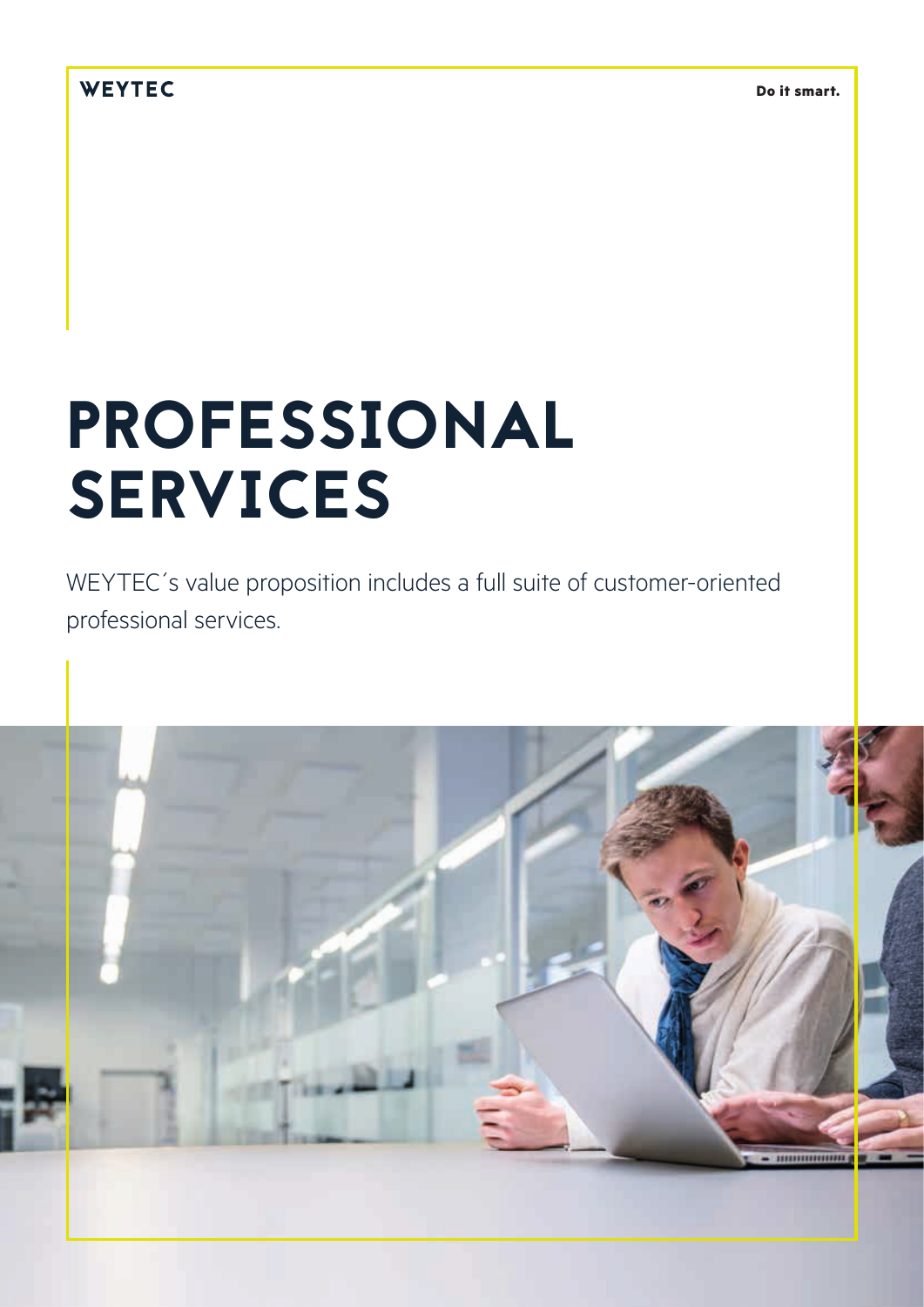WEYTEC

Do it smart.

# PROFESSIONAL SERVICES

WEYTEC´s value proposition includes a full suite of customer-oriented professional services.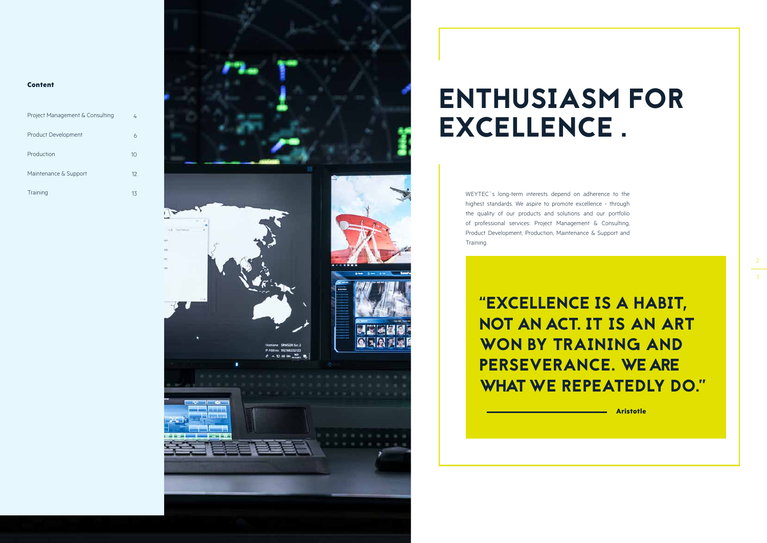**Content**

| | |
|---|---|
| Project Management & Consulting | 4 |
| Product Development | 6 |
| Production | 10 |
| Maintenance & Support | 12 |
| Training | 13 |

# ENTHUSIASM FOR EXCELLENCE .

WEYTEC´s long-term interests depend on adherence to the highest standards. We aspire to promote excellence - through the quality of our products and solutions and our portfolio of professional services: Project Management & Consulting, Product Development, Production, Maintenance & Support and Training.

> **"EXCELLENCE IS A HABIT, NOT AN ACT. IT IS AN ART WON BY TRAINING AND PERSEVERANCE. WE ARE WHAT WE REPEATEDLY DO."**
>
> **Aristotle**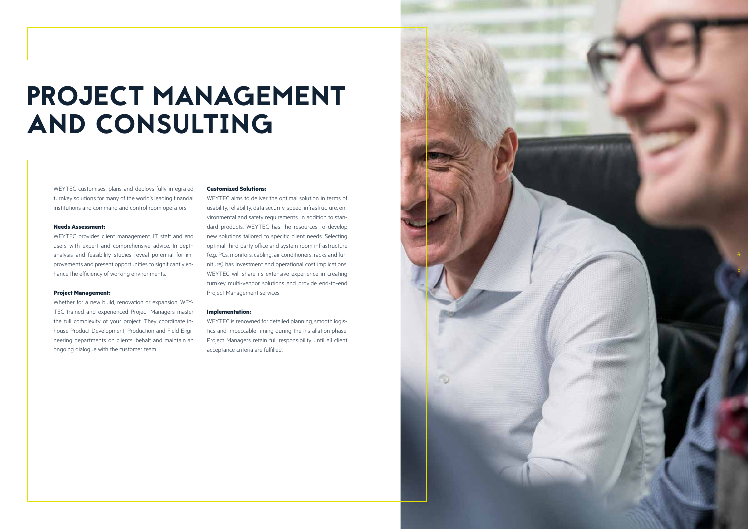# PROJECT MANAGEMENT AND CONSULTING

WEYTEC customises, plans and deploys fully integrated turnkey solutions for many of the world's leading financial institutions and command and control room operators.

**Needs Assessment:**

WEYTEC provides client management, IT staff and end users with expert and comprehensive advice. In-depth analysis and feasibility studies reveal potential for improvements and present opportunities to significantly enhance the efficiency of working environments.

**Project Management:**

Whether for a new build, renovation or expansion, WEYTEC trained and experienced Project Managers master the full complexity of your project. They coordinate in-house Product Development, Production and Field Engineering departments on clients' behalf and maintain an ongoing dialogue with the customer team.

**Customized Solutions:**

WEYTEC aims to deliver the optimal solution in terms of usability, reliability, data security, speed, infrastructure, environmental and safety requirements. In addition to standard products, WEYTEC has the resources to develop new solutions tailored to specific client needs. Selecting optimal third party office and system room infrastructure (e.g. PCs, monitors, cabling, air conditioners, racks and furniture) has investment and operational cost implications. WEYTEC will share its extensive experience in creating turnkey multi-vendor solutions and provide end-to-end Project Management services.

**Implementation:**

WEYTEC is renowned for detailed planning, smooth logistics and impeccable timing during the installation phase. Project Managers retain full responsibility until all client acceptance criteria are fulfilled.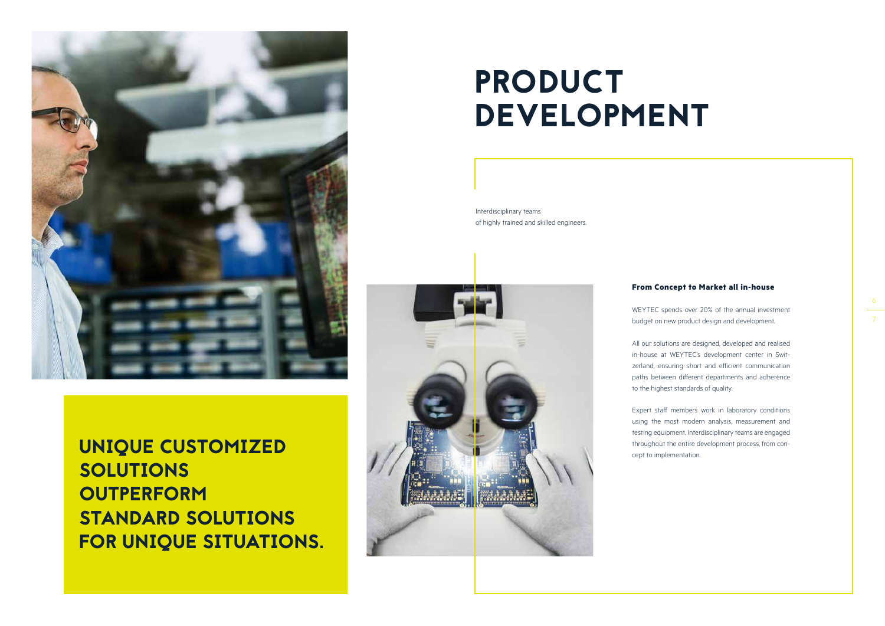# PRODUCT DEVELOPMENT

Interdisciplinary teams
of highly trained and skilled engineers.

**UNIQUE CUSTOMIZED SOLUTIONS OUTPERFORM STANDARD SOLUTIONS FOR UNIQUE SITUATIONS.**

### From Concept to Market all in-house

WEYTEC spends over 20% of the annual investment budget on new product design and development.

All our solutions are designed, developed and realised in-house at WEYTEC's development center in Switzerland, ensuring short and efficient communication paths between different departments and adherence to the highest standards of quality.

Expert staff members work in laboratory conditions using the most modern analysis, measurement and testing equipment. Interdisciplinary teams are engaged throughout the entire development process, from concept to implementation.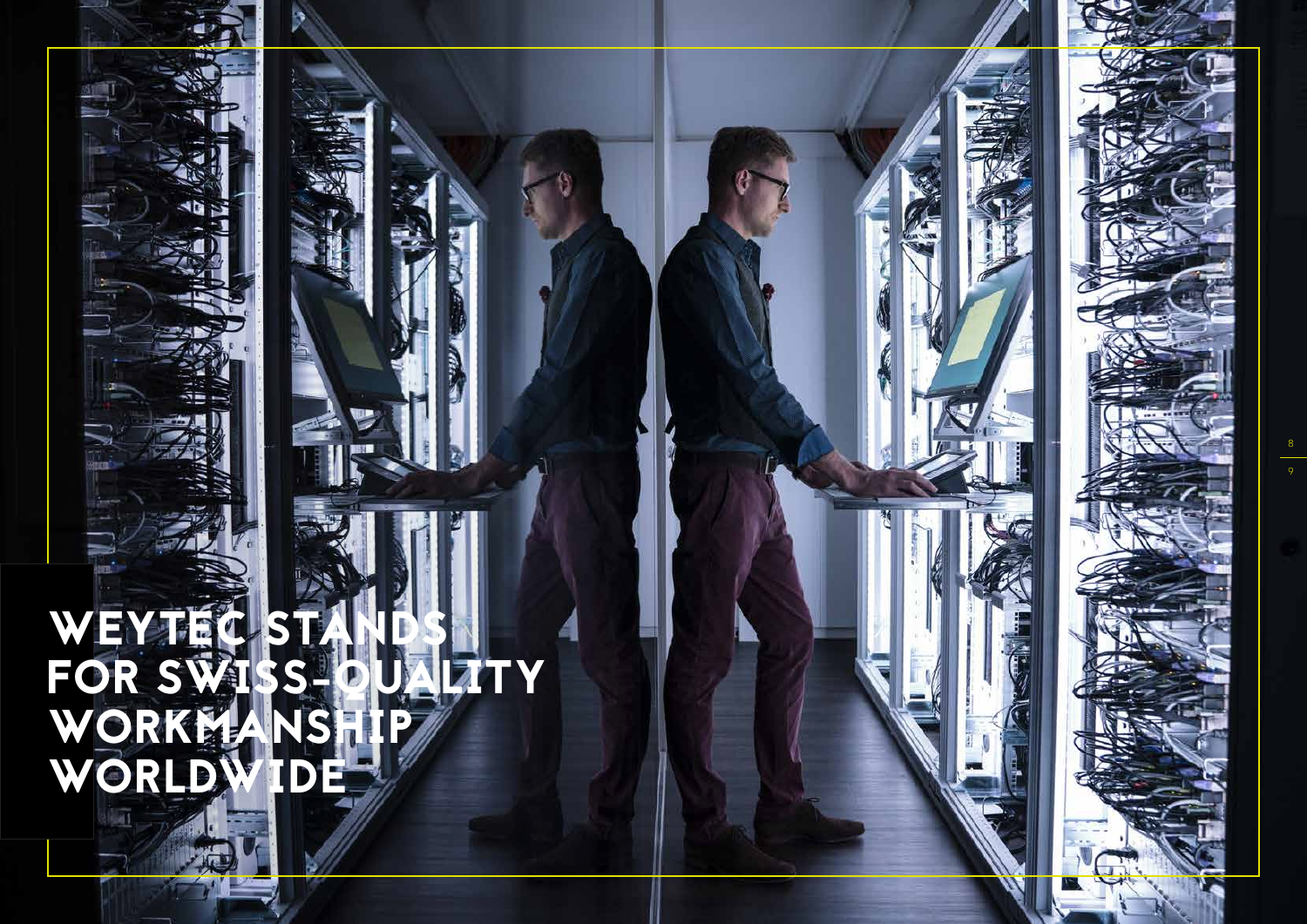# WEYTEC STANDS FOR SWISS-QUALITY WORKMANSHIP WORLDWIDE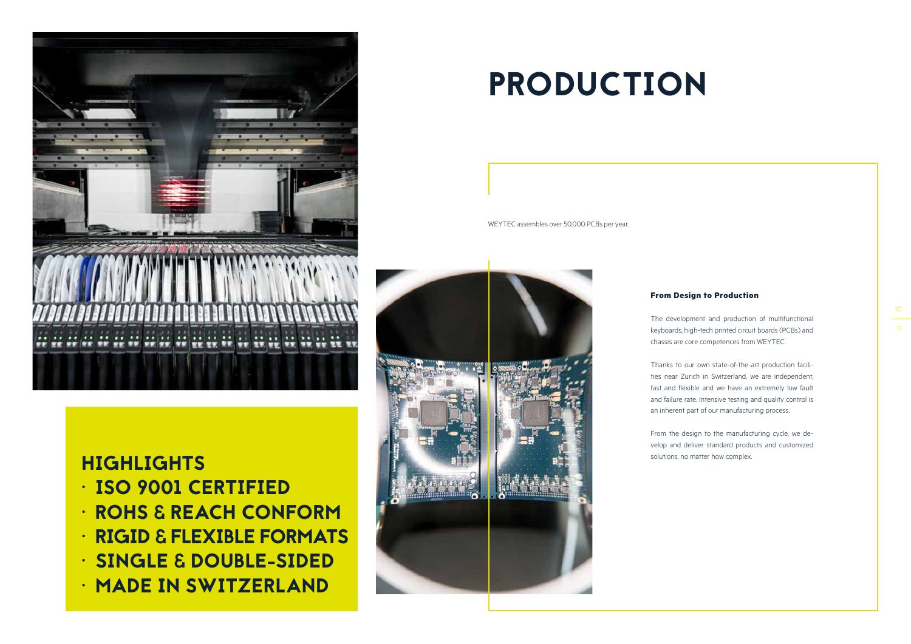# PRODUCTION

WEYTEC assembles over 50,000 PCBs per year.

**From Design to Production**

The development and production of multifunctional keyboards, high-tech printed circuit boards (PCBs) and chassis are core competences from WEYTEC.

Thanks to our own state-of-the-art production facilities near Zurich in Switzerland, we are independent, fast and flexible and we have an extremely low fault and failure rate. Intensive testing and quality control is an inherent part of our manufacturing process.

From the design to the manufacturing cycle, we develop and deliver standard products and customized solutions, no matter how complex.

## HIGHLIGHTS

- ISO 9001 CERTIFIED
- ROHS & REACH CONFORM
- RIGID & FLEXIBLE FORMATS
- SINGLE & DOUBLE-SIDED
- MADE IN SWITZERLAND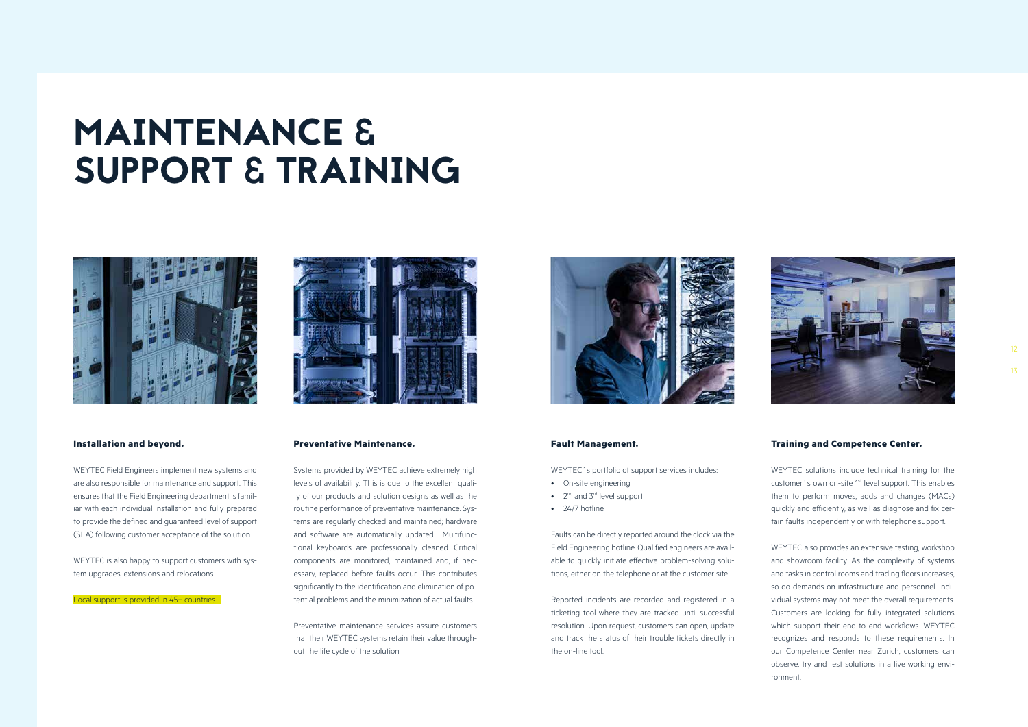# MAINTENANCE & SUPPORT & TRAINING

### Installation and beyond.

WEYTEC Field Engineers implement new systems and are also responsible for maintenance and support. This ensures that the Field Engineering department is familiar with each individual installation and fully prepared to provide the defined and guaranteed level of support (SLA) following customer acceptance of the solution.

WEYTEC is also happy to support customers with system upgrades, extensions and relocations.

Local support is provided in 45+ countries.

### Preventative Maintenance.

Systems provided by WEYTEC achieve extremely high levels of availability. This is due to the excellent quality of our products and solution designs as well as the routine performance of preventative maintenance. Systems are regularly checked and maintained; hardware and software are automatically updated. Multifunctional keyboards are professionally cleaned. Critical components are monitored, maintained and, if necessary, replaced before faults occur. This contributes significantly to the identification and elimination of potential problems and the minimization of actual faults.

Preventative maintenance services assure customers that their WEYTEC systems retain their value throughout the life cycle of the solution.

### Fault Management.

WEYTEC´s portfolio of support services includes:

- On-site engineering
- 2nd and 3rd level support
- 24/7 hotline

Faults can be directly reported around the clock via the Field Engineering hotline. Qualified engineers are available to quickly initiate effective problem-solving solutions, either on the telephone or at the customer site.

Reported incidents are recorded and registered in a ticketing tool where they are tracked until successful resolution. Upon request, customers can open, update and track the status of their trouble tickets directly in the on-line tool.

### Training and Competence Center.

WEYTEC solutions include technical training for the customer´s own on-site 1st level support. This enables them to perform moves, adds and changes (MACs) quickly and efficiently, as well as diagnose and fix certain faults independently or with telephone support.

WEYTEC also provides an extensive testing, workshop and showroom facility. As the complexity of systems and tasks in control rooms and trading floors increases, so do demands on infrastructure and personnel. Individual systems may not meet the overall requirements. Customers are looking for fully integrated solutions which support their end-to-end workflows. WEYTEC recognizes and responds to these requirements. In our Competence Center near Zurich, customers can observe, try and test solutions in a live working environment.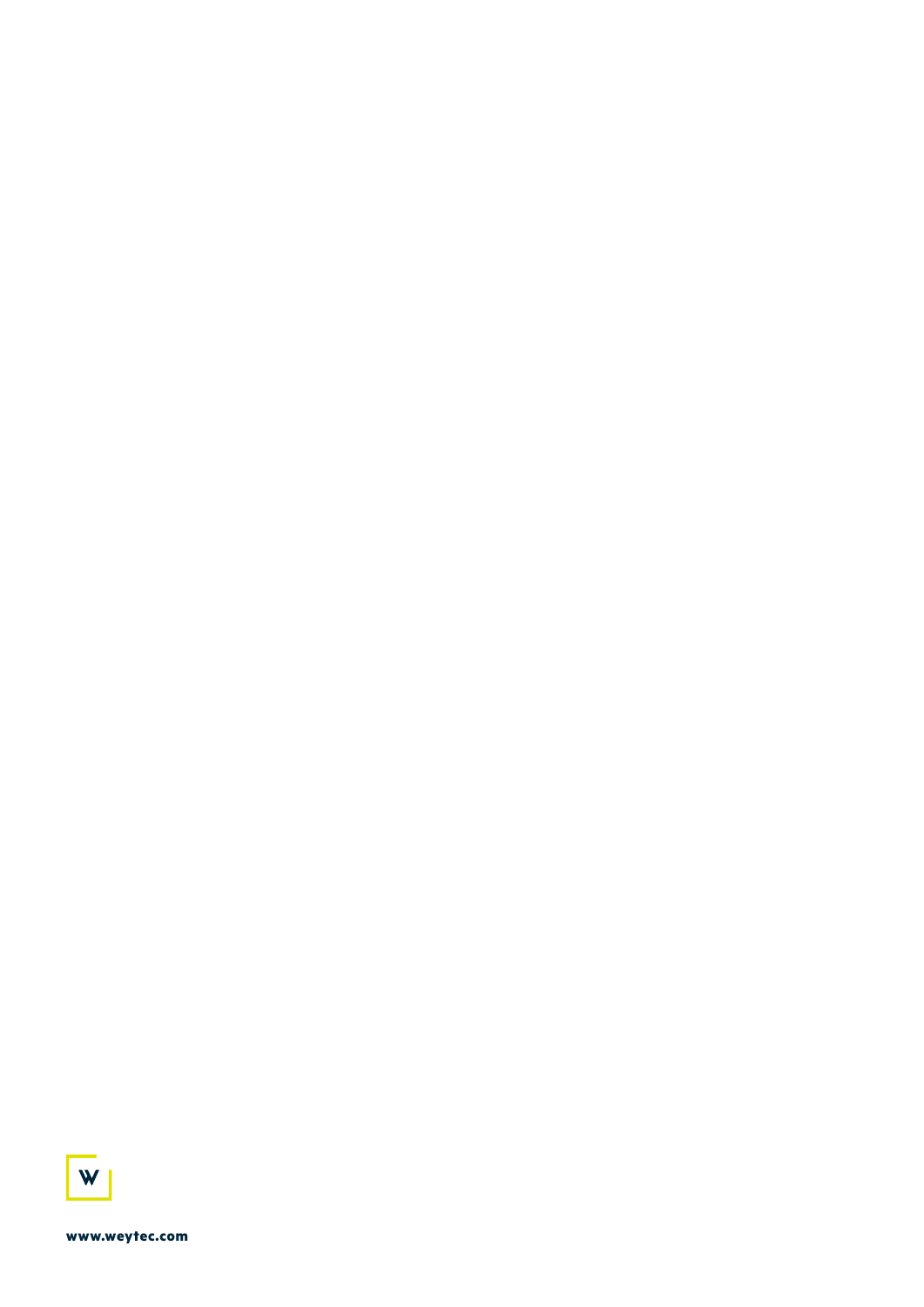W

**www.weytec.com**